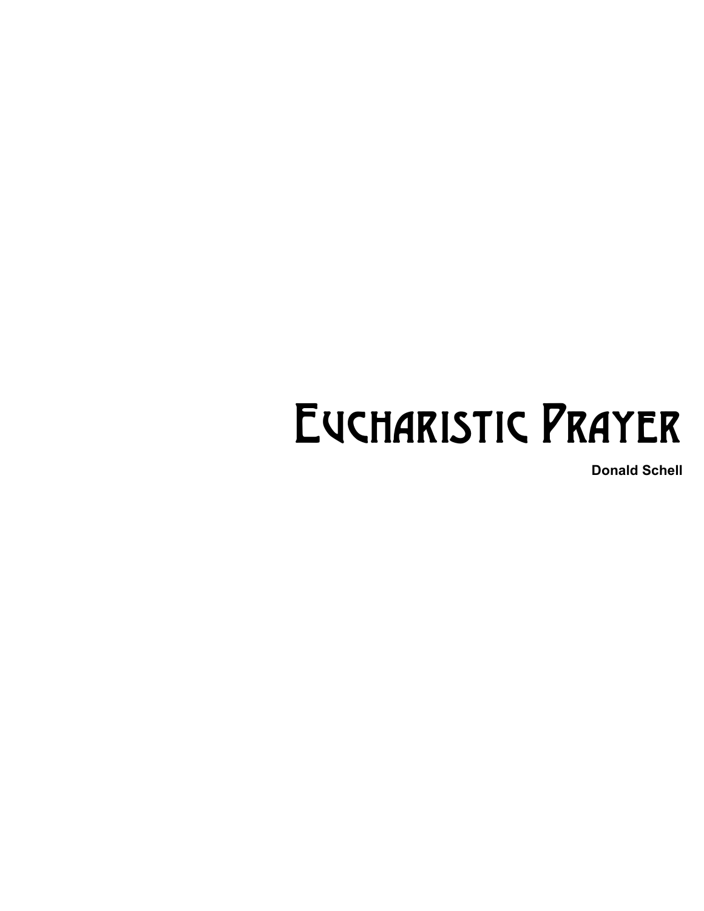# Eucharistic Prayer

**Donald Schell**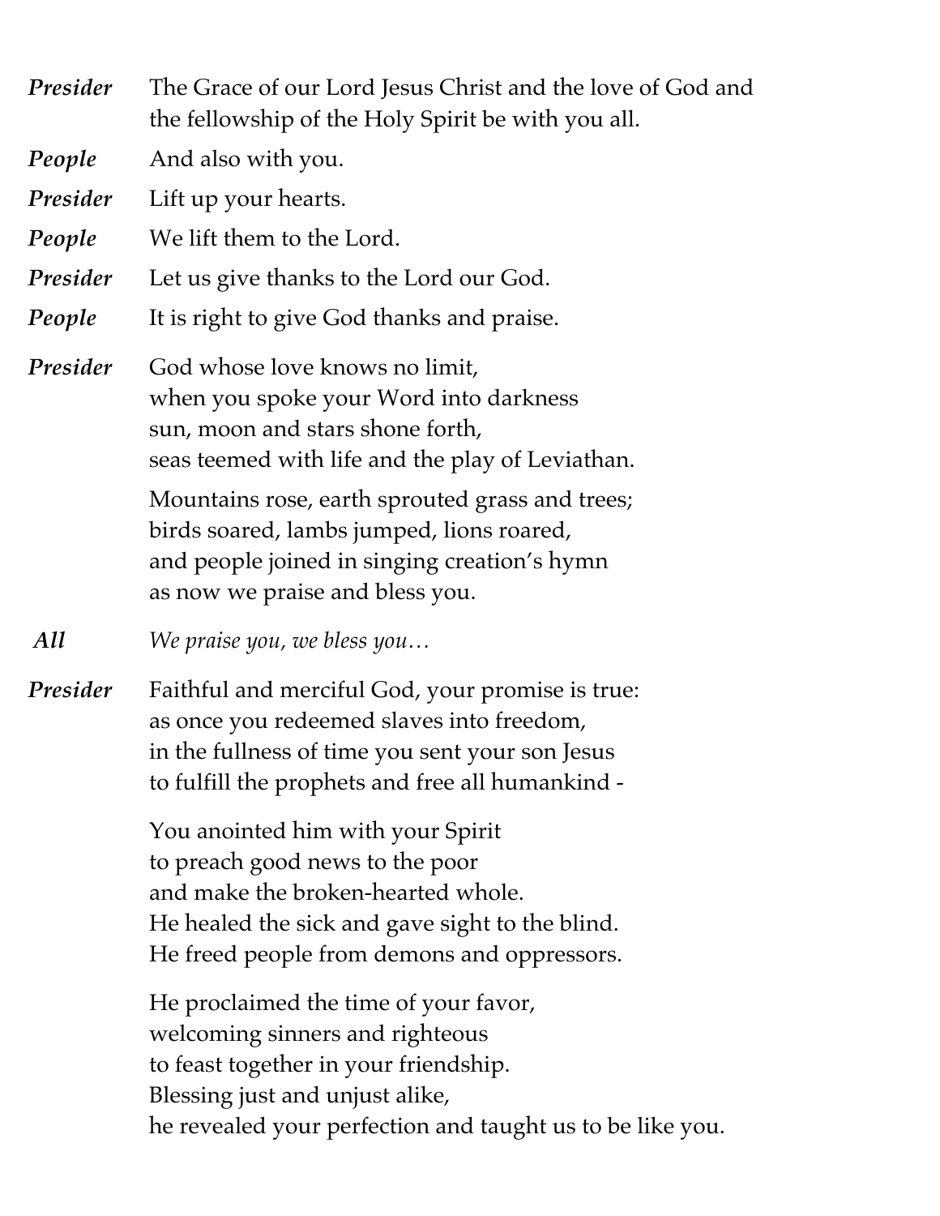***Presider*** The Grace of our Lord Jesus Christ and the love of God and the fellowship of the Holy Spirit be with you all.

***People*** And also with you.

***Presider*** Lift up your hearts.

***People*** We lift them to the Lord.

***Presider*** Let us give thanks to the Lord our God.

***People*** It is right to give God thanks and praise.

***Presider*** God whose love knows no limit,
when you spoke your Word into darkness
sun, moon and stars shone forth,
seas teemed with life and the play of Leviathan.

Mountains rose, earth sprouted grass and trees;
birds soared, lambs jumped, lions roared,
and people joined in singing creation's hymn
as now we praise and bless you.

***All*** *We praise you, we bless you…*

***Presider*** Faithful and merciful God, your promise is true:
as once you redeemed slaves into freedom,
in the fullness of time you sent your son Jesus
to fulfill the prophets and free all humankind -

You anointed him with your Spirit
to preach good news to the poor
and make the broken-hearted whole.
He healed the sick and gave sight to the blind.
He freed people from demons and oppressors.

He proclaimed the time of your favor,
welcoming sinners and righteous
to feast together in your friendship.
Blessing just and unjust alike,
he revealed your perfection and taught us to be like you.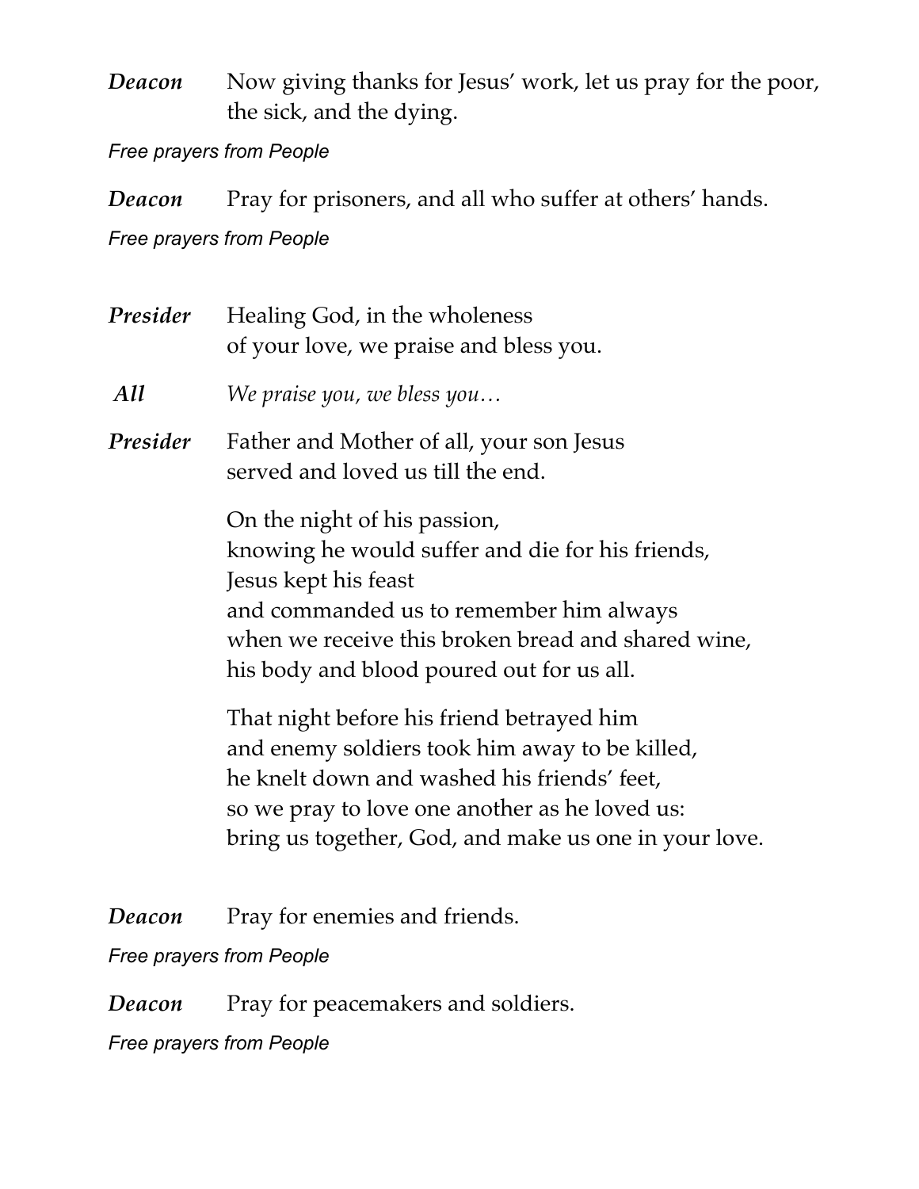***Deacon*** Now giving thanks for Jesus' work, let us pray for the poor, the sick, and the dying.

*Free prayers from People*

***Deacon*** Pray for prisoners, and all who suffer at others' hands.

*Free prayers from People*

***Presider*** Healing God, in the wholeness
of your love, we praise and bless you.

***All*** *We praise you, we bless you…*

***Presider*** Father and Mother of all, your son Jesus
served and loved us till the end.

On the night of his passion,
knowing he would suffer and die for his friends,
Jesus kept his feast
and commanded us to remember him always
when we receive this broken bread and shared wine,
his body and blood poured out for us all.

That night before his friend betrayed him
and enemy soldiers took him away to be killed,
he knelt down and washed his friends' feet,
so we pray to love one another as he loved us:
bring us together, God, and make us one in your love.

***Deacon*** Pray for enemies and friends.

*Free prayers from People*

***Deacon*** Pray for peacemakers and soldiers.

*Free prayers from People*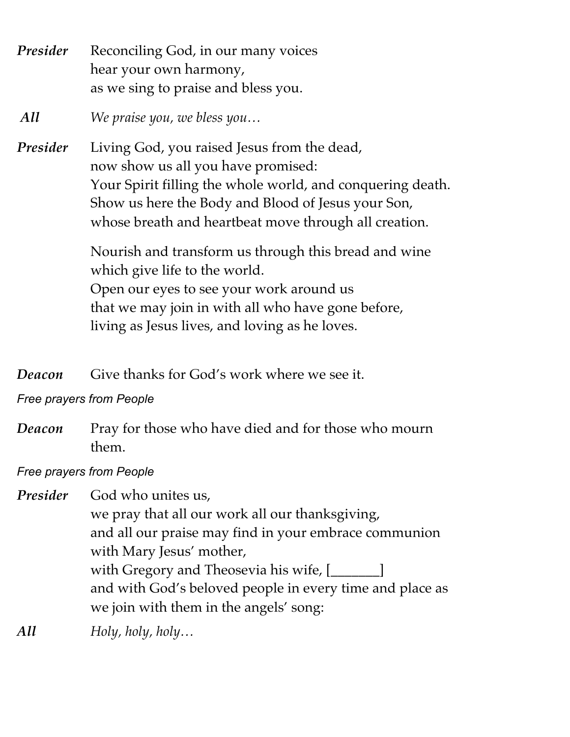***Presider*** Reconciling God, in our many voices
hear your own harmony,
as we sing to praise and bless you.

***All*** *We praise you, we bless you…*

***Presider*** Living God, you raised Jesus from the dead,
now show us all you have promised:
Your Spirit filling the whole world, and conquering death.
Show us here the Body and Blood of Jesus your Son,
whose breath and heartbeat move through all creation.

Nourish and transform us through this bread and wine
which give life to the world.
Open our eyes to see your work around us
that we may join in with all who have gone before,
living as Jesus lives, and loving as he loves.

***Deacon*** Give thanks for God's work where we see it.

*Free prayers from People*

***Deacon*** Pray for those who have died and for those who mourn them.

*Free prayers from People*

***Presider*** God who unites us,
we pray that all our work all our thanksgiving,
and all our praise may find in your embrace communion
with Mary Jesus' mother,
with Gregory and Theosevia his wife, [_______]
and with God's beloved people in every time and place as
we join with them in the angels' song:

***All*** *Holy, holy, holy…*